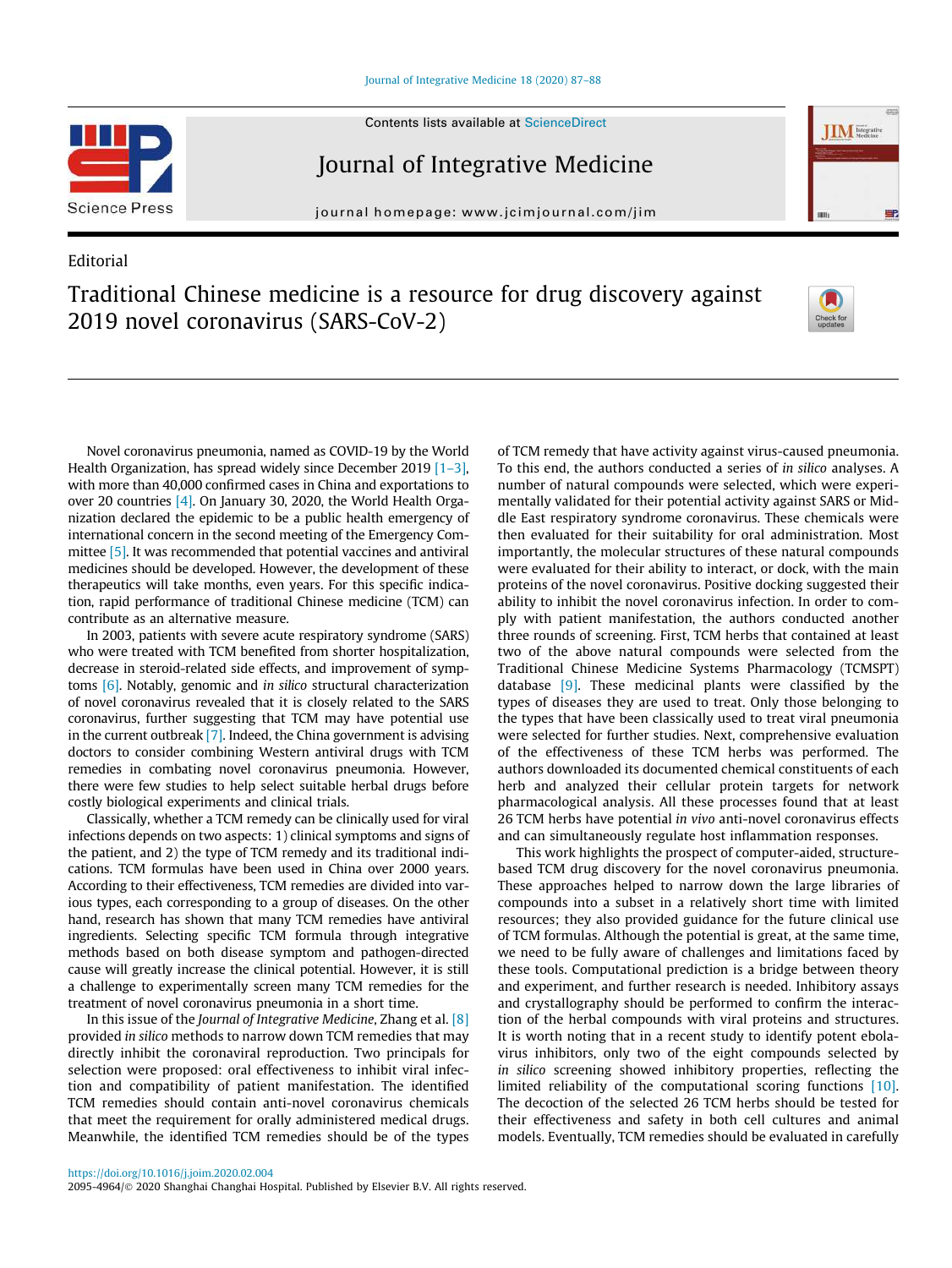Editorial

# Traditional Chinese medicine is a resource for drug discovery against 2019 novel coronavirus (SARS-CoV-2)

Novel coronavirus pneumonia, named as COVID-19 by the World Health Organization, has spread widely since December 2019 [1–3], with more than 40,000 confirmed cases in China and exportations to over 20 countries [4]. On January 30, 2020, the World Health Organization declared the epidemic to be a public health emergency of international concern in the second meeting of the Emergency Committee [5]. It was recommended that potential vaccines and antiviral medicines should be developed. However, the development of these therapeutics will take months, even years. For this specific indication, rapid performance of traditional Chinese medicine (TCM) can contribute as an alternative measure.

In 2003, patients with severe acute respiratory syndrome (SARS) who were treated with TCM benefited from shorter hospitalization, decrease in steroid-related side effects, and improvement of symptoms [6]. Notably, genomic and *in silico* structural characterization of novel coronavirus revealed that it is closely related to the SARS coronavirus, further suggesting that TCM may have potential use in the current outbreak [7]. Indeed, the China government is advising doctors to consider combining Western antiviral drugs with TCM remedies in combating novel coronavirus pneumonia. However, there were few studies to help select suitable herbal drugs before costly biological experiments and clinical trials.

Classically, whether a TCM remedy can be clinically used for viral infections depends on two aspects: 1) clinical symptoms and signs of the patient, and 2) the type of TCM remedy and its traditional indications. TCM formulas have been used in China over 2000 years. According to their effectiveness, TCM remedies are divided into various types, each corresponding to a group of diseases. On the other hand, research has shown that many TCM remedies have antiviral ingredients. Selecting specific TCM formula through integrative methods based on both disease symptom and pathogen-directed cause will greatly increase the clinical potential. However, it is still a challenge to experimentally screen many TCM remedies for the treatment of novel coronavirus pneumonia in a short time.

In this issue of the *Journal of Integrative Medicine*, Zhang et al. [8] provided *in silico* methods to narrow down TCM remedies that may directly inhibit the coronaviral reproduction. Two principals for selection were proposed: oral effectiveness to inhibit viral infection and compatibility of patient manifestation. The identified TCM remedies should contain anti-novel coronavirus chemicals that meet the requirement for orally administered medical drugs. Meanwhile, the identified TCM remedies should be of the types of TCM remedy that have activity against virus-caused pneumonia. To this end, the authors conducted a series of *in silico* analyses. A number of natural compounds were selected, which were experimentally validated for their potential activity against SARS or Middle East respiratory syndrome coronavirus. These chemicals were then evaluated for their suitability for oral administration. Most importantly, the molecular structures of these natural compounds were evaluated for their ability to interact, or dock, with the main proteins of the novel coronavirus. Positive docking suggested their ability to inhibit the novel coronavirus infection. In order to comply with patient manifestation, the authors conducted another three rounds of screening. First, TCM herbs that contained at least two of the above natural compounds were selected from the Traditional Chinese Medicine Systems Pharmacology (TCMSPT) database [9]. These medicinal plants were classified by the types of diseases they are used to treat. Only those belonging to the types that have been classically used to treat viral pneumonia were selected for further studies. Next, comprehensive evaluation of the effectiveness of these TCM herbs was performed. The authors downloaded its documented chemical constituents of each herb and analyzed their cellular protein targets for network pharmacological analysis. All these processes found that at least 26 TCM herbs have potential *in vivo* anti-novel coronavirus effects and can simultaneously regulate host inflammation responses.

This work highlights the prospect of computer-aided, structure-based TCM drug discovery for the novel coronavirus pneumonia. These approaches helped to narrow down the large libraries of compounds into a subset in a relatively short time with limited resources; they also provided guidance for the future clinical use of TCM formulas. Although the potential is great, at the same time, we need to be fully aware of challenges and limitations faced by these tools. Computational prediction is a bridge between theory and experiment, and further research is needed. Inhibitory assays and crystallography should be performed to confirm the interaction of the herbal compounds with viral proteins and structures. It is worth noting that in a recent study to identify potent ebolavirus inhibitors, only two of the eight compounds selected by *in silico* screening showed inhibitory properties, reflecting the limited reliability of the computational scoring functions [10]. The decoction of the selected 26 TCM herbs should be tested for their effectiveness and safety in both cell cultures and animal models. Eventually, TCM remedies should be evaluated in carefully

https://doi.org/10.1016/j.joim.2020.02.004
2095-4964/© 2020 Shanghai Changhai Hospital. Published by Elsevier B.V. All rights reserved.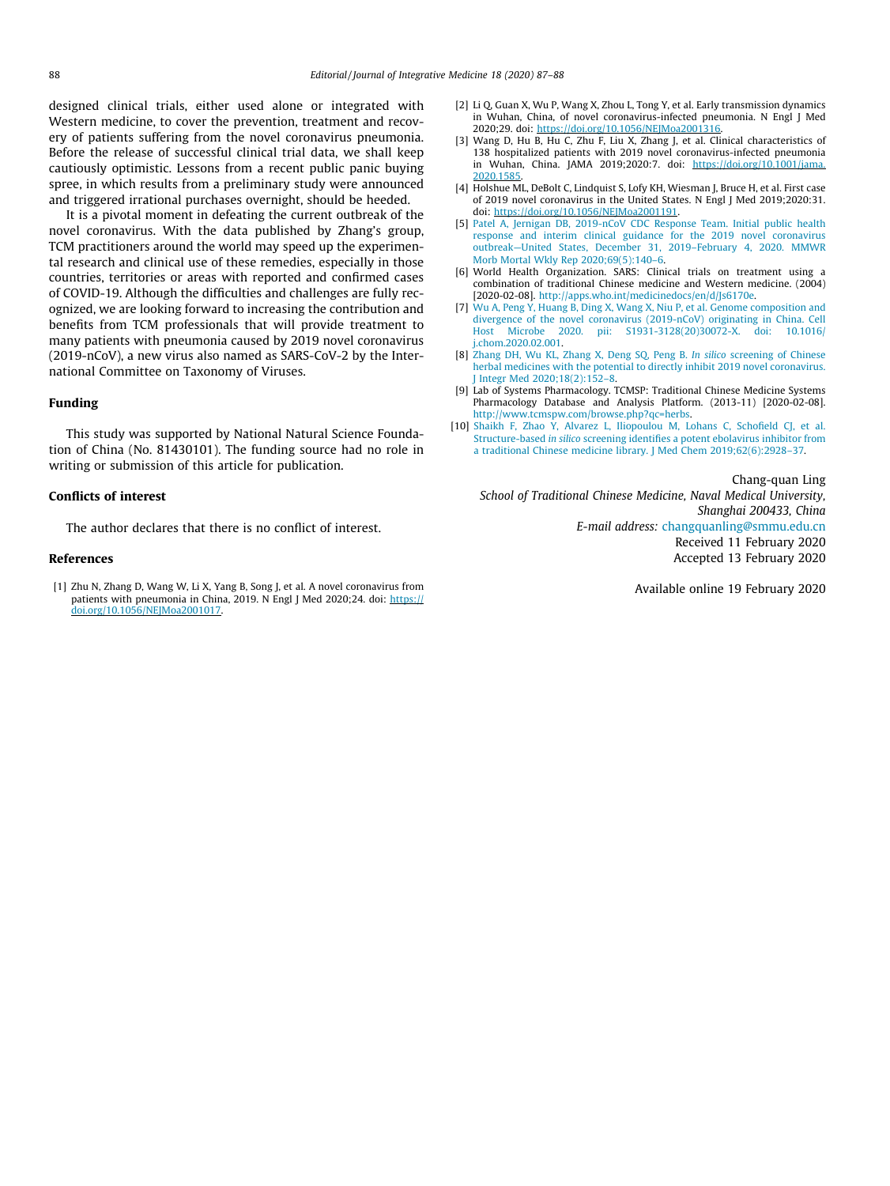designed clinical trials, either used alone or integrated with Western medicine, to cover the prevention, treatment and recovery of patients suffering from the novel coronavirus pneumonia. Before the release of successful clinical trial data, we shall keep cautiously optimistic. Lessons from a recent public panic buying spree, in which results from a preliminary study were announced and triggered irrational purchases overnight, should be heeded.

It is a pivotal moment in defeating the current outbreak of the novel coronavirus. With the data published by Zhang's group, TCM practitioners around the world may speed up the experimental research and clinical use of these remedies, especially in those countries, territories or areas with reported and confirmed cases of COVID-19. Although the difficulties and challenges are fully recognized, we are looking forward to increasing the contribution and benefits from TCM professionals that will provide treatment to many patients with pneumonia caused by 2019 novel coronavirus (2019-nCoV), a new virus also named as SARS-CoV-2 by the International Committee on Taxonomy of Viruses.

## Funding

This study was supported by National Natural Science Foundation of China (No. 81430101). The funding source had no role in writing or submission of this article for publication.

## Conflicts of interest

The author declares that there is no conflict of interest.

## References

[1] Zhu N, Zhang D, Wang W, Li X, Yang B, Song J, et al. A novel coronavirus from patients with pneumonia in China, 2019. N Engl J Med 2020;24. doi: https://doi.org/10.1056/NEJMoa2001017.

[2] Li Q, Guan X, Wu P, Wang X, Zhou L, Tong Y, et al. Early transmission dynamics in Wuhan, China, of novel coronavirus-infected pneumonia. N Engl J Med 2020;29. doi: https://doi.org/10.1056/NEJMoa2001316.

[3] Wang D, Hu B, Hu C, Zhu F, Liu X, Zhang J, et al. Clinical characteristics of 138 hospitalized patients with 2019 novel coronavirus-infected pneumonia in Wuhan, China. JAMA 2019;2020:7. doi: https://doi.org/10.1001/jama.2020.1585.

[4] Holshue ML, DeBolt C, Lindquist S, Lofy KH, Wiesman J, Bruce H, et al. First case of 2019 novel coronavirus in the United States. N Engl J Med 2019;2020:31. doi: https://doi.org/10.1056/NEJMoa2001191.

[5] Patel A, Jernigan DB, 2019-nCoV CDC Response Team. Initial public health response and interim clinical guidance for the 2019 novel coronavirus outbreak—United States, December 31, 2019–February 4, 2020. MMWR Morb Mortal Wkly Rep 2020;69(5):140–6.

[6] World Health Organization. SARS: Clinical trials on treatment using a combination of traditional Chinese medicine and Western medicine. (2004) [2020-02-08]. http://apps.who.int/medicinedocs/en/d/Js6170e.

[7] Wu A, Peng Y, Huang B, Ding X, Wang X, Niu P, et al. Genome composition and divergence of the novel coronavirus (2019-nCoV) originating in China. Cell Host Microbe 2020. pii: S1931-3128(20)30072-X. doi: 10.1016/j.chom.2020.02.001.

[8] Zhang DH, Wu KL, Zhang X, Deng SQ, Peng B. *In silico* screening of Chinese herbal medicines with the potential to directly inhibit 2019 novel coronavirus. J Integr Med 2020;18(2):152–8.

[9] Lab of Systems Pharmacology. TCMSP: Traditional Chinese Medicine Systems Pharmacology Database and Analysis Platform. (2013-11) [2020-02-08]. http://www.tcmspw.com/browse.php?qc=herbs.

[10] Shaikh F, Zhao Y, Alvarez L, Iliopoulou M, Lohans C, Schofield CJ, et al. Structure-based *in silico* screening identifies a potent ebolavirus inhibitor from a traditional Chinese medicine library. J Med Chem 2019;62(6):2928–37.

Chang-quan Ling
*School of Traditional Chinese Medicine, Naval Medical University, Shanghai 200433, China*
*E-mail address:* changquanling@smmu.edu.cn
Received 11 February 2020
Accepted 13 February 2020

Available online 19 February 2020